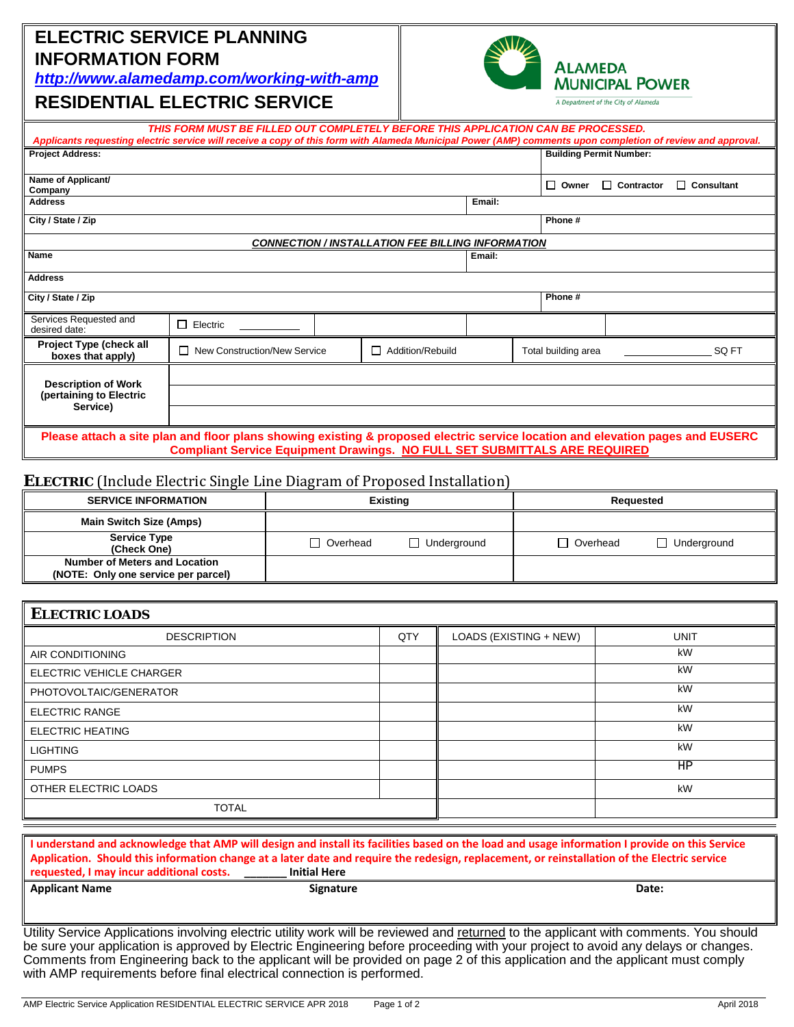# ELECTRIC SERVICE PLANNING INFORMATION FORM

***http://www.alamedamp.com/working-with-amp***

## RESIDENTIAL ELECTRIC SERVICE

**ALAMEDA MUNICIPAL POWER**

A Department of the City of Alameda

***THIS FORM MUST BE FILLED OUT COMPLETELY BEFORE THIS APPLICATION CAN BE PROCESSED.***

***Applicants requesting electric service will receive a copy of this form with Alameda Municipal Power (AMP) comments upon completion of review and approval.***

| | |
|---|---|
| **Project Address:** | **Building Permit Number:** |
| **Name of Applicant/ Company** | ☐ **Owner** ☐ **Contractor** ☐ **Consultant** |
| **Address** | **Email:** |
| **City / State / Zip** | **Phone #** |

***CONNECTION / INSTALLATION FEE BILLING INFORMATION***

| | |
|---|---|
| **Name** | **Email:** |
| **Address** | |
| **City / State / Zip** | **Phone #** |

| | | | |
|---|---|---|---|
| Services Requested and desired date: | ☐ Electric ________ | | |
| **Project Type (check all boxes that apply)** | ☐ New Construction/New Service | ☐ Addition/Rebuild | Total building area ______________ SQ FT |
| **Description of Work (pertaining to Electric Service)** | | | |

**Please attach a site plan and floor plans showing existing & proposed electric service location and elevation pages and EUSERC Compliant Service Equipment Drawings. NO FULL SET SUBMITTALS ARE REQUIRED**

## ELECTRIC (Include Electric Single Line Diagram of Proposed Installation)

| SERVICE INFORMATION | Existing | Requested |
|---|---|---|
| **Main Switch Size (Amps)** | | |
| **Service Type (Check One)** | ☐ Overhead ☐ Underground | ☐ Overhead ☐ Underground |
| **Number of Meters and Location (NOTE: Only one service per parcel)** | | |

## ELECTRIC LOADS

| DESCRIPTION | QTY | LOADS (EXISTING + NEW) | UNIT |
|---|---|---|---|
| AIR CONDITIONING | | | kW |
| ELECTRIC VEHICLE CHARGER | | | kW |
| PHOTOVOLTAIC/GENERATOR | | | kW |
| ELECTRIC RANGE | | | kW |
| ELECTRIC HEATING | | | kW |
| LIGHTING | | | kW |
| PUMPS | | | HP |
| OTHER ELECTRIC LOADS | | | kW |
| TOTAL | | | |

**I understand and acknowledge that AMP will design and install its facilities based on the load and usage information I provide on this Service Application. Should this information change at a later date and require the redesign, replacement, or reinstallation of the Electric service requested, I may incur additional costs.** _______ **Initial Here**

| **Applicant Name** | **Signature** | **Date:** |
|---|---|---|
| | | |

Utility Service Applications involving electric utility work will be reviewed and returned to the applicant with comments. You should be sure your application is approved by Electric Engineering before proceeding with your project to avoid any delays or changes. Comments from Engineering back to the applicant will be provided on page 2 of this application and the applicant must comply with AMP requirements before final electrical connection is performed.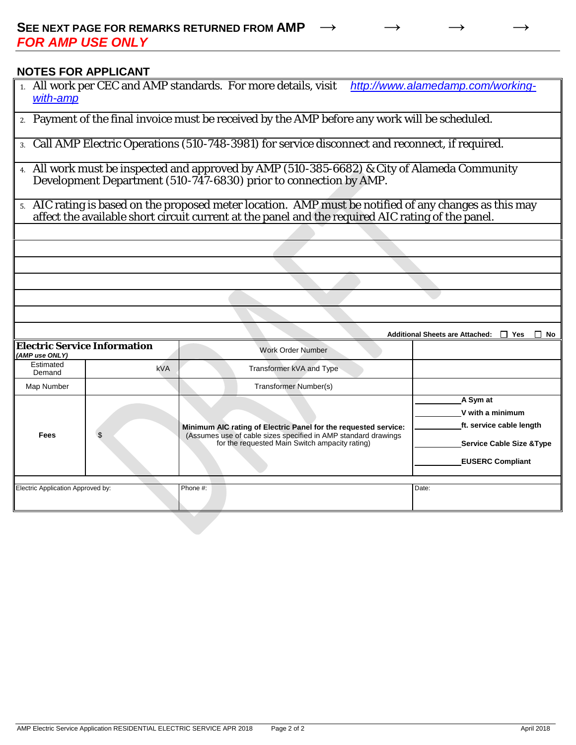**SEE NEXT PAGE FOR REMARKS RETURNED FROM AMP** → → → →

***FOR AMP USE ONLY***

## NOTES FOR APPLICANT

1. All work per CEC and AMP standards. For more details, visit *http://www.alamedamp.com/working-with-amp*
2. Payment of the final invoice must be received by the AMP before any work will be scheduled.
3. Call AMP Electric Operations (510-748-3981) for service disconnect and reconnect, if required.
4. All work must be inspected and approved by AMP (510-385-6682) & City of Alameda Community Development Department (510-747-6830) prior to connection by AMP.
5. AIC rating is based on the proposed meter location. AMP must be notified of any changes as this may affect the available short circuit current at the panel and the required AIC rating of the panel.

**Additional Sheets are Attached:** ☐ **Yes** ☐ **No**

| **Electric Service Information** *(AMP use ONLY)* | | Work Order Number | |
|---|---|---|---|
| Estimated Demand | kVA | Transformer kVA and Type | |
| Map Number | | Transformer Number(s) | |
| **Fees** | $ | **Minimum AIC rating of Electric Panel for the requested service:** (Assumes use of cable sizes specified in AMP standard drawings for the requested Main Switch ampacity rating) | ______**A Sym at** ______**V with a minimum** ______**ft. service cable length** ______**Service Cable Size &Type** ______**EUSERC Compliant** |
| Electric Application Approved by: | | Phone #: | Date: |